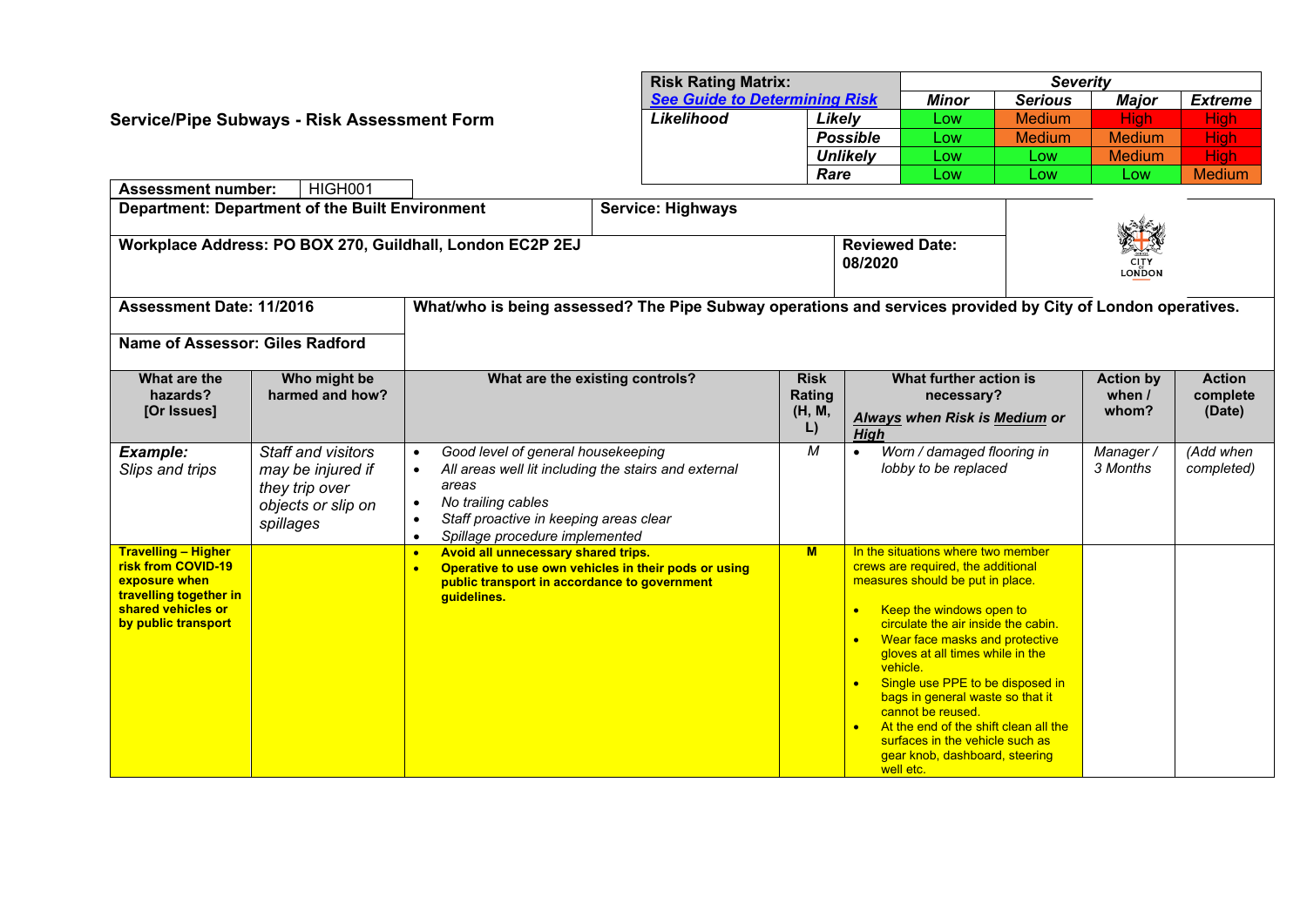## Service/Pipe Subways - Risk Assessment Form

| Risk Rating Matrix: | | Severity | | | |
|---|---|---|---|---|---|
| [See Guide to Determining Risk](#) | | **Minor** | **Serious** | **Major** | **Extreme** |
| ***Likelihood*** | ***Likely*** | Low | Medium | High | High |
| | ***Possible*** | Low | Medium | Medium | High |
| | ***Unlikely*** | Low | Low | Medium | High |
| | ***Rare*** | Low | Low | Low | Medium |

**Assessment number:** HIGH001

| | | |
|---|---|---|
| **Department: Department of the Built Environment** | **Service: Highways** | |
| **Workplace Address: PO BOX 270, Guildhall, London EC2P 2EJ** | **Reviewed Date: 08/2020** | CITY OF LONDON |

**Assessment Date: 11/2016**

**Name of Assessor: Giles Radford**

**What/who is being assessed? The Pipe Subway operations and services provided by City of London operatives.**

| What are the hazards? [Or Issues] | Who might be harmed and how? | What are the existing controls? | Risk Rating (H, M, L) | What further action is necessary? *Always when Risk is Medium or High* | Action by when / whom? | Action complete (Date) |
|---|---|---|---|---|---|---|
| ***Example:*** *Slips and trips* | *Staff and visitors may be injured if they trip over objects or slip on spillages* | • *Good level of general housekeeping*<br>• *All areas well lit including the stairs and external areas*<br>• *No trailing cables*<br>• *Staff proactive in keeping areas clear*<br>• *Spillage procedure implemented* | *M* | • *Worn / damaged flooring in lobby to be replaced* | *Manager / 3 Months* | *(Add when completed)* |
| **Travelling – Higher risk from COVID-19 exposure when travelling together in shared vehicles or by public transport** | | • **Avoid all unnecessary shared trips.**<br>• **Operative to use own vehicles in their pods or using public transport in accordance to government guidelines.** | **M** | In the situations where two member crews are required, the additional measures should be put in place.<br>• Keep the windows open to circulate the air inside the cabin.<br>• Wear face masks and protective gloves at all times while in the vehicle.<br>• Single use PPE to be disposed in bags in general waste so that it cannot be reused.<br>• At the end of the shift clean all the surfaces in the vehicle such as gear knob, dashboard, steering well etc. | | |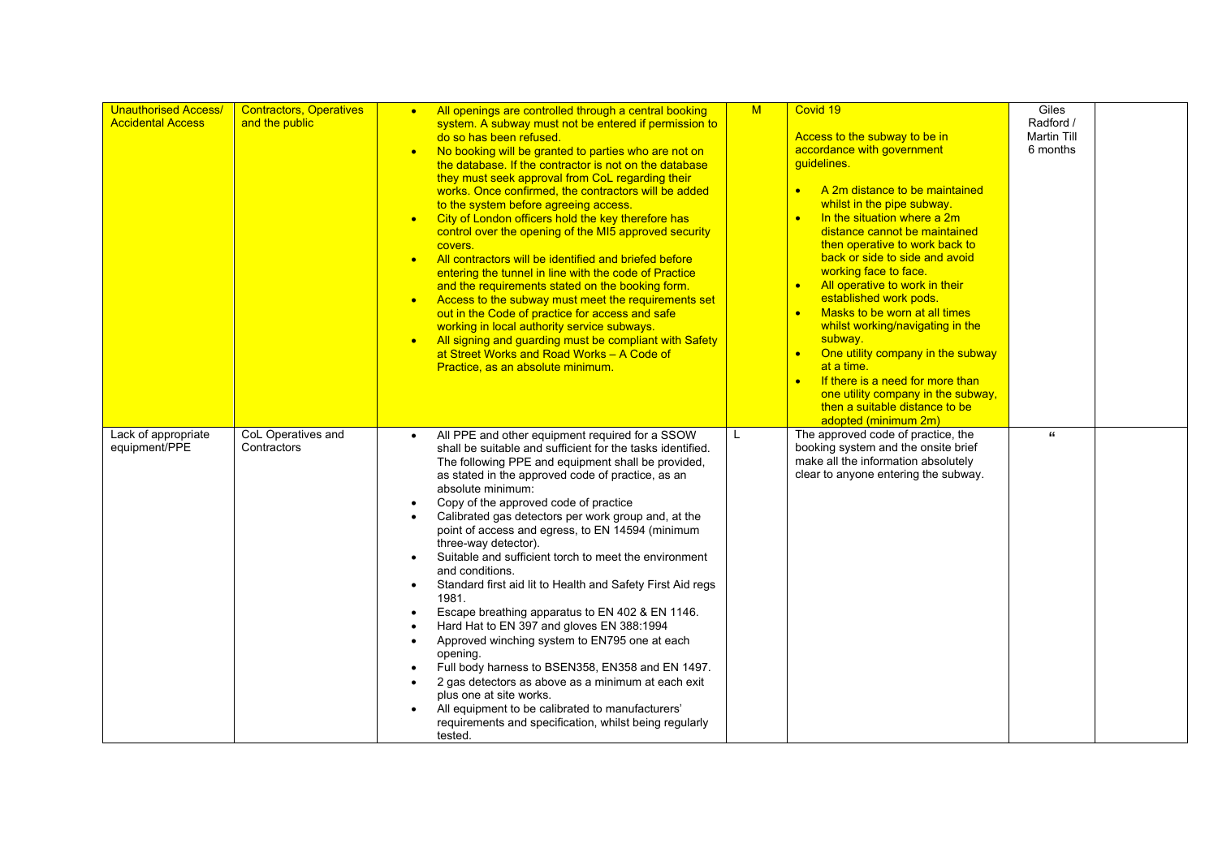| Unauthorised Access/ Accidental Access | Contractors, Operatives and the public | <ul><li>All openings are controlled through a central booking system. A subway must not be entered if permission to do so has been refused.</li><li>No booking will be granted to parties who are not on the database. If the contractor is not on the database they must seek approval from CoL regarding their works. Once confirmed, the contractors will be added to the system before agreeing access.</li><li>City of London officers hold the key therefore has control over the opening of the MI5 approved security covers.</li><li>All contractors will be identified and briefed before entering the tunnel in line with the code of Practice and the requirements stated on the booking form.</li><li>Access to the subway must meet the requirements set out in the Code of practice for access and safe working in local authority service subways.</li><li>All signing and guarding must be compliant with Safety at Street Works and Road Works – A Code of Practice, as an absolute minimum.</li></ul> | M | Covid 19<br><br>Access to the subway to be in accordance with government guidelines.<br><ul><li>A 2m distance to be maintained whilst in the pipe subway.</li><li>In the situation where a 2m distance cannot be maintained then operative to work back to back or side to side and avoid working face to face.</li><li>All operative to work in their established work pods.</li><li>Masks to be worn at all times whilst working/navigating in the subway.</li><li>One utility company in the subway at a time.</li><li>If there is a need for more than one utility company in the subway, then a suitable distance to be adopted (minimum 2m)</li></ul> | Giles Radford / Martin Till 6 months | |
|---|---|---|---|---|---|---|
| Lack of appropriate equipment/PPE | CoL Operatives and Contractors | <ul><li>All PPE and other equipment required for a SSOW shall be suitable and sufficient for the tasks identified. The following PPE and equipment shall be provided, as stated in the approved code of practice, as an absolute minimum:</li><li>Copy of the approved code of practice</li><li>Calibrated gas detectors per work group and, at the point of access and egress, to EN 14594 (minimum three-way detector).</li><li>Suitable and sufficient torch to meet the environment and conditions.</li><li>Standard first aid lit to Health and Safety First Aid regs 1981.</li><li>Escape breathing apparatus to EN 402 & EN 1146.</li><li>Hard Hat to EN 397 and gloves EN 388:1994</li><li>Approved winching system to EN795 one at each opening.</li><li>Full body harness to BSEN358, EN358 and EN 1497.</li><li>2 gas detectors as above as a minimum at each exit plus one at site works.</li><li>All equipment to be calibrated to manufacturers' requirements and specification, whilst being regularly tested.</li></ul> | L | The approved code of practice, the booking system and the onsite brief make all the information absolutely clear to anyone entering the subway. | " | |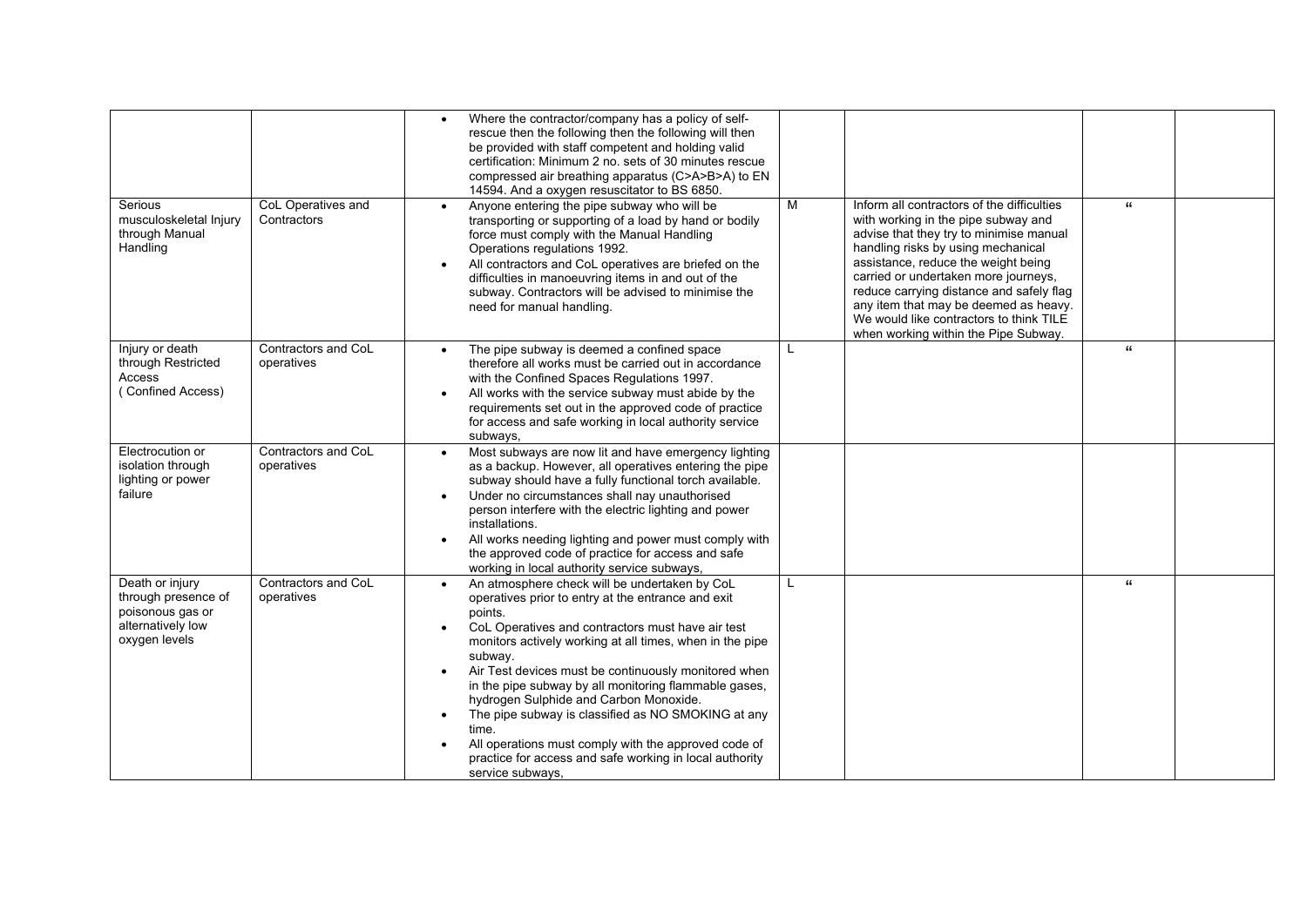| | | | | | | |
|---|---|---|---|---|---|---|
| | | • Where the contractor/company has a policy of self-rescue then the following then the following will then be provided with staff competent and holding valid certification: Minimum 2 no. sets of 30 minutes rescue compressed air breathing apparatus (C>A>B>A) to EN 14594. And a oxygen resuscitator to BS 6850. | | | | |
| Serious musculoskeletal Injury through Manual Handling | CoL Operatives and Contractors | • Anyone entering the pipe subway who will be transporting or supporting of a load by hand or bodily force must comply with the Manual Handling Operations regulations 1992.<br>• All contractors and CoL operatives are briefed on the difficulties in manoeuvring items in and out of the subway. Contractors will be advised to minimise the need for manual handling. | M | Inform all contractors of the difficulties with working in the pipe subway and advise that they try to minimise manual handling risks by using mechanical assistance, reduce the weight being carried or undertaken more journeys, reduce carrying distance and safely flag any item that may be deemed as heavy. We would like contractors to think TILE when working within the Pipe Subway. | " | |
| Injury or death through Restricted Access ( Confined Access) | Contractors and CoL operatives | • The pipe subway is deemed a confined space therefore all works must be carried out in accordance with the Confined Spaces Regulations 1997.<br>• All works with the service subway must abide by the requirements set out in the approved code of practice for access and safe working in local authority service subways, | L | | " | |
| Electrocution or isolation through lighting or power failure | Contractors and CoL operatives | • Most subways are now lit and have emergency lighting as a backup. However, all operatives entering the pipe subway should have a fully functional torch available.<br>• Under no circumstances shall nay unauthorised person interfere with the electric lighting and power installations.<br>• All works needing lighting and power must comply with the approved code of practice for access and safe working in local authority service subways, | | | | |
| Death or injury through presence of poisonous gas or alternatively low oxygen levels | Contractors and CoL operatives | • An atmosphere check will be undertaken by CoL operatives prior to entry at the entrance and exit points.<br>• CoL Operatives and contractors must have air test monitors actively working at all times, when in the pipe subway.<br>• Air Test devices must be continuously monitored when in the pipe subway by all monitoring flammable gases, hydrogen Sulphide and Carbon Monoxide.<br>• The pipe subway is classified as NO SMOKING at any time.<br>• All operations must comply with the approved code of practice for access and safe working in local authority service subways, | L | | " | |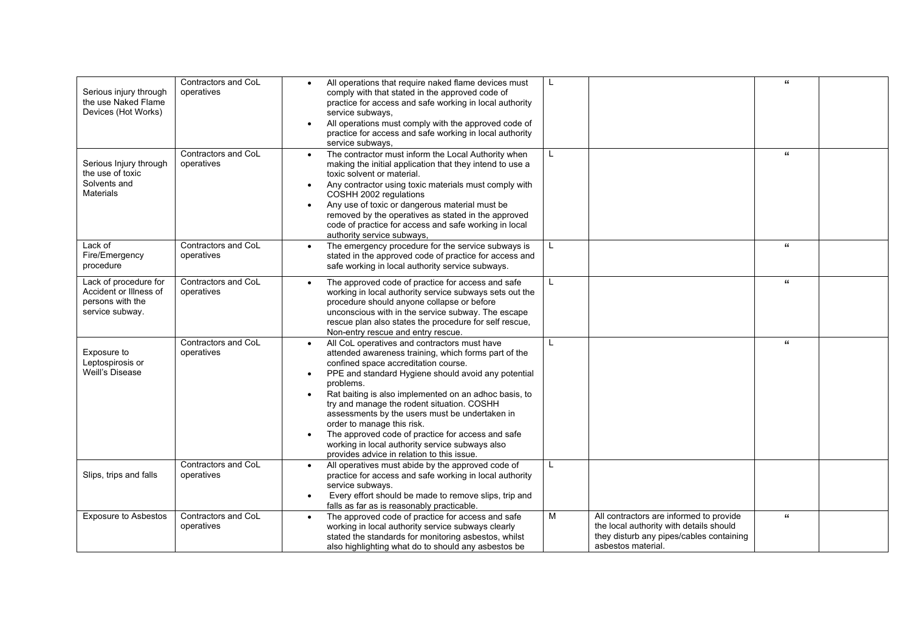| | | | | | | |
|---|---|---|---|---|---|---|
| Serious injury through the use Naked Flame Devices (Hot Works) | Contractors and CoL operatives | • All operations that require naked flame devices must comply with that stated in the approved code of practice for access and safe working in local authority service subways,<br>• All operations must comply with the approved code of practice for access and safe working in local authority service subways, | L | | " | |
| Serious Injury through the use of toxic Solvents and Materials | Contractors and CoL operatives | • The contractor must inform the Local Authority when making the initial application that they intend to use a toxic solvent or material.<br>• Any contractor using toxic materials must comply with COSHH 2002 regulations<br>• Any use of toxic or dangerous material must be removed by the operatives as stated in the approved code of practice for access and safe working in local authority service subways, | L | | " | |
| Lack of Fire/Emergency procedure | Contractors and CoL operatives | • The emergency procedure for the service subways is stated in the approved code of practice for access and safe working in local authority service subways. | L | | " | |
| Lack of procedure for Accident or Illness of persons with the service subway. | Contractors and CoL operatives | • The approved code of practice for access and safe working in local authority service subways sets out the procedure should anyone collapse or before unconscious with in the service subway. The escape rescue plan also states the procedure for self rescue, Non-entry rescue and entry rescue. | L | | " | |
| Exposure to Leptospirosis or Weill's Disease | Contractors and CoL operatives | • All CoL operatives and contractors must have attended awareness training, which forms part of the confined space accreditation course.<br>• PPE and standard Hygiene should avoid any potential problems.<br>• Rat baiting is also implemented on an adhoc basis, to try and manage the rodent situation. COSHH assessments by the users must be undertaken in order to manage this risk.<br>• The approved code of practice for access and safe working in local authority service subways also provides advice in relation to this issue. | L | | " | |
| Slips, trips and falls | Contractors and CoL operatives | • All operatives must abide by the approved code of practice for access and safe working in local authority service subways.<br>• Every effort should be made to remove slips, trip and falls as far as is reasonably practicable. | L | | | |
| Exposure to Asbestos | Contractors and CoL operatives | • The approved code of practice for access and safe working in local authority service subways clearly stated the standards for monitoring asbestos, whilst also highlighting what do to should any asbestos be | M | All contractors are informed to provide the local authority with details should they disturb any pipes/cables containing asbestos material. | " | |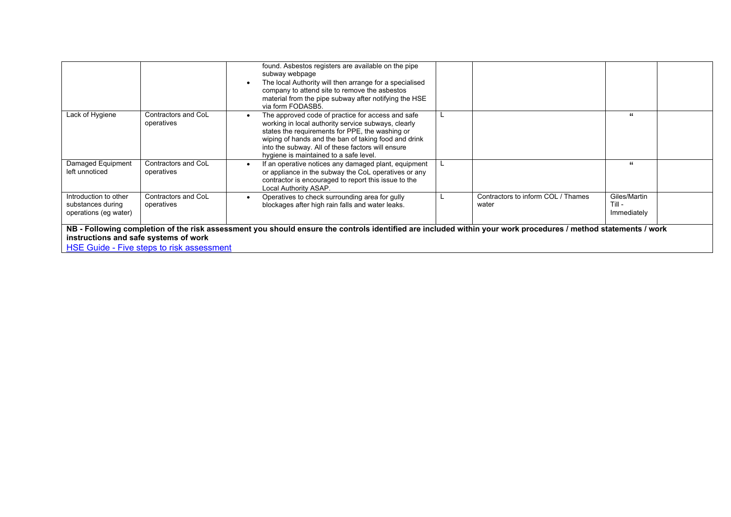| | | | | | | |
|---|---|---|---|---|---|---|
| | | found. Asbestos registers are available on the pipe subway webpage<br>• The local Authority will then arrange for a specialised company to attend site to remove the asbestos material from the pipe subway after notifying the HSE via form FODASB5. | | | | |
| Lack of Hygiene | Contractors and CoL operatives | • The approved code of practice for access and safe working in local authority service subways, clearly states the requirements for PPE, the washing or wiping of hands and the ban of taking food and drink into the subway. All of these factors will ensure hygiene is maintained to a safe level. | L | | " | |
| Damaged Equipment left unnoticed | Contractors and CoL operatives | • If an operative notices any damaged plant, equipment or appliance in the subway the CoL operatives or any contractor is encouraged to report this issue to the Local Authority ASAP. | L | | " | |
| Introduction to other substances during operations (eg water) | Contractors and CoL operatives | • Operatives to check surrounding area for gully blockages after high rain falls and water leaks. | L | Contractors to inform COL / Thames water | Giles/Martin Till - Immediately | |

**NB - Following completion of the risk assessment you should ensure the controls identified are included within your work procedures / method statements / work instructions and safe systems of work**

[HSE Guide - Five steps to risk assessment]